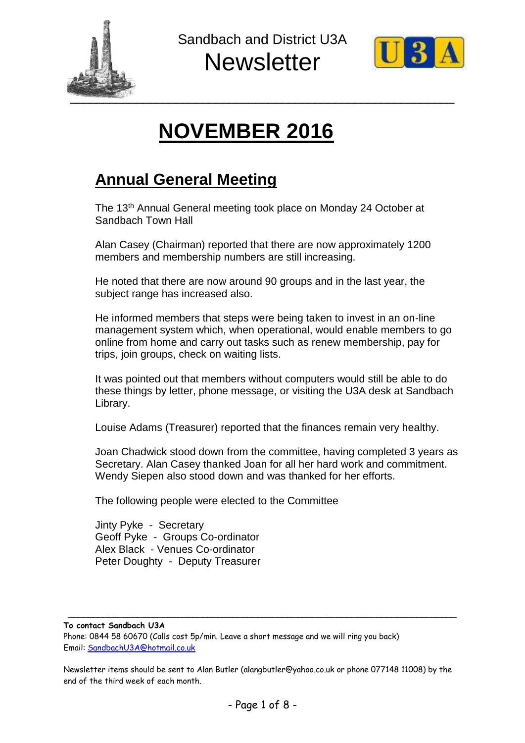Sandbach and District U3A

# Newsletter

## NOVEMBER 2016

## Annual General Meeting

The 13th Annual General meeting took place on Monday 24 October at Sandbach Town Hall

Alan Casey (Chairman) reported that there are now approximately 1200 members and membership numbers are still increasing.

He noted that there are now around 90 groups and in the last year, the subject range has increased also.

He informed members that steps were being taken to invest in an on-line management system which, when operational, would enable members to go online from home and carry out tasks such as renew membership, pay for trips, join groups, check on waiting lists.

It was pointed out that members without computers would still be able to do these things by letter, phone message, or visiting the U3A desk at Sandbach Library.

Louise Adams (Treasurer) reported that the finances remain very healthy.

Joan Chadwick stood down from the committee, having completed 3 years as Secretary. Alan Casey thanked Joan for all her hard work and commitment. Wendy Siepen also stood down and was thanked for her efforts.

The following people were elected to the Committee

Jinty Pyke - Secretary
Geoff Pyke - Groups Co-ordinator
Alex Black - Venues Co-ordinator
Peter Doughty - Deputy Treasurer

---

**To contact Sandbach U3A**
Phone: 0844 58 60670 (Calls cost 5p/min. Leave a short message and we will ring you back)
Email: SandbachU3A@hotmail.co.uk

Newsletter items should be sent to Alan Butler (alangbutler@yahoo.co.uk or phone 077148 11008) by the end of the third week of each month.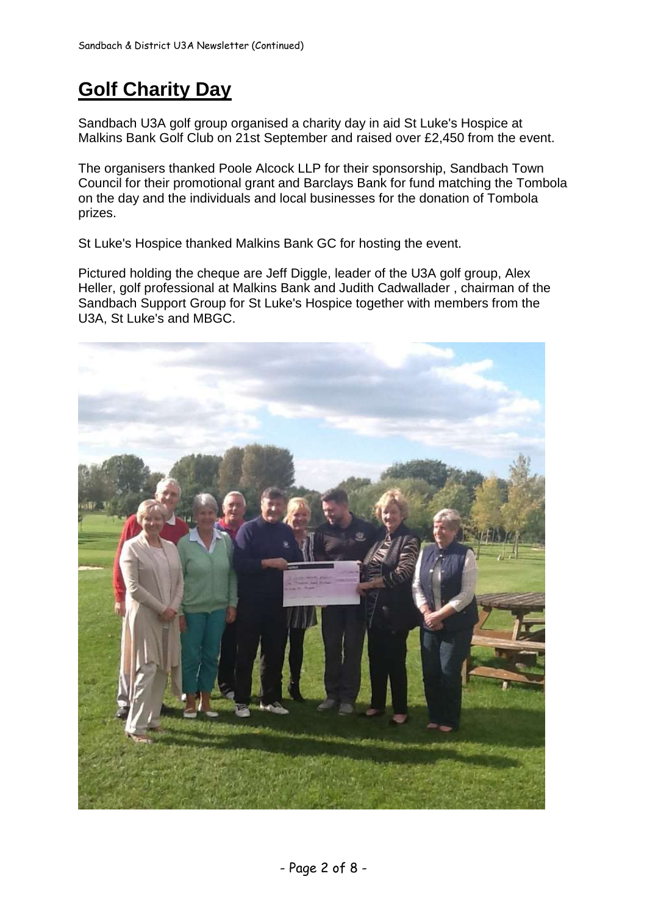# Golf Charity Day

Sandbach U3A golf group organised a charity day in aid St Luke's Hospice at Malkins Bank Golf Club on 21st September and raised over £2,450 from the event.

The organisers thanked Poole Alcock LLP for their sponsorship, Sandbach Town Council for their promotional grant and Barclays Bank for fund matching the Tombola on the day and the individuals and local businesses for the donation of Tombola prizes.

St Luke's Hospice thanked Malkins Bank GC for hosting the event.

Pictured holding the cheque are Jeff Diggle, leader of the U3A golf group, Alex Heller, golf professional at Malkins Bank and Judith Cadwallader , chairman of the Sandbach Support Group for St Luke's Hospice together with members from the U3A, St Luke's and MBGC.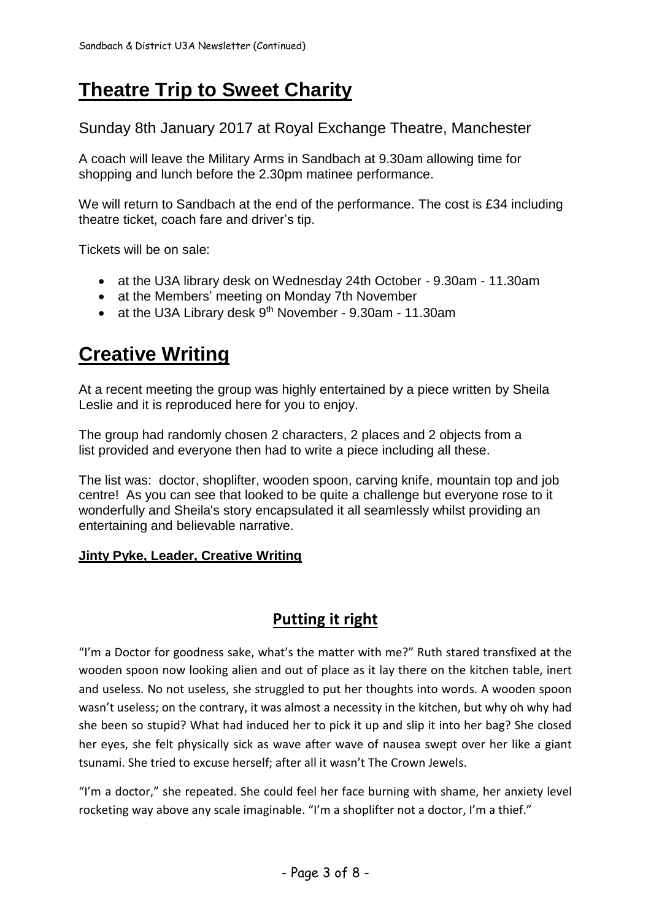# Theatre Trip to Sweet Charity

Sunday 8th January 2017 at Royal Exchange Theatre, Manchester

A coach will leave the Military Arms in Sandbach at 9.30am allowing time for shopping and lunch before the 2.30pm matinee performance.

We will return to Sandbach at the end of the performance. The cost is £34 including theatre ticket, coach fare and driver's tip.

Tickets will be on sale:

- at the U3A library desk on Wednesday 24th October - 9.30am - 11.30am
- at the Members' meeting on Monday 7th November
- at the U3A Library desk 9th November - 9.30am - 11.30am

# Creative Writing

At a recent meeting the group was highly entertained by a piece written by Sheila Leslie and it is reproduced here for you to enjoy.

The group had randomly chosen 2 characters, 2 places and 2 objects from a list provided and everyone then had to write a piece including all these.

The list was: doctor, shoplifter, wooden spoon, carving knife, mountain top and job centre! As you can see that looked to be quite a challenge but everyone rose to it wonderfully and Sheila's story encapsulated it all seamlessly whilst providing an entertaining and believable narrative.

**Jinty Pyke, Leader, Creative Writing**

## Putting it right

"I'm a Doctor for goodness sake, what's the matter with me?" Ruth stared transfixed at the wooden spoon now looking alien and out of place as it lay there on the kitchen table, inert and useless. No not useless, she struggled to put her thoughts into words. A wooden spoon wasn't useless; on the contrary, it was almost a necessity in the kitchen, but why oh why had she been so stupid? What had induced her to pick it up and slip it into her bag? She closed her eyes, she felt physically sick as wave after wave of nausea swept over her like a giant tsunami. She tried to excuse herself; after all it wasn't The Crown Jewels.

"I'm a doctor," she repeated. She could feel her face burning with shame, her anxiety level rocketing way above any scale imaginable. "I'm a shoplifter not a doctor, I'm a thief."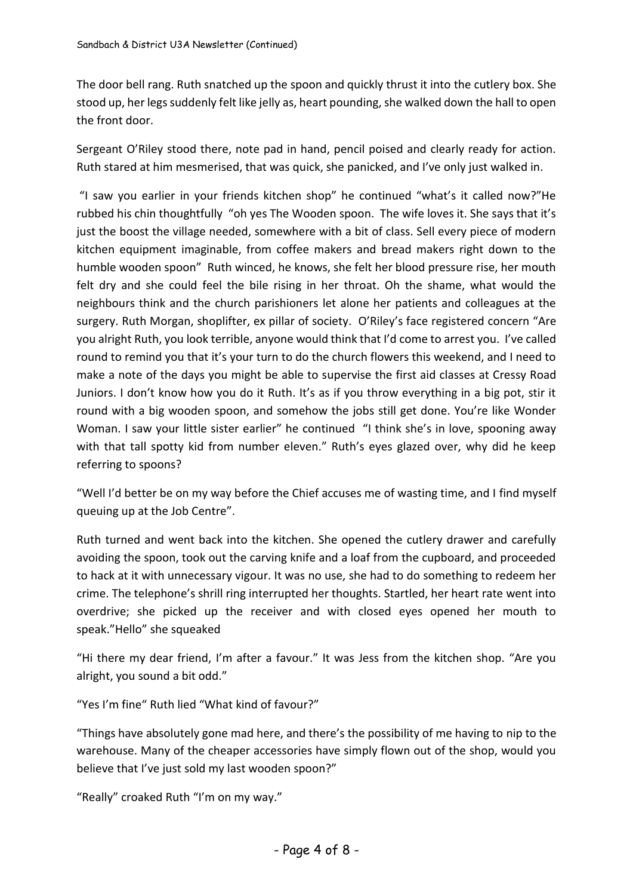The door bell rang. Ruth snatched up the spoon and quickly thrust it into the cutlery box. She stood up, her legs suddenly felt like jelly as, heart pounding, she walked down the hall to open the front door.

Sergeant O'Riley stood there, note pad in hand, pencil poised and clearly ready for action. Ruth stared at him mesmerised, that was quick, she panicked, and I've only just walked in.

"I saw you earlier in your friends kitchen shop" he continued "what's it called now?"He rubbed his chin thoughtfully "oh yes The Wooden spoon. The wife loves it. She says that it's just the boost the village needed, somewhere with a bit of class. Sell every piece of modern kitchen equipment imaginable, from coffee makers and bread makers right down to the humble wooden spoon" Ruth winced, he knows, she felt her blood pressure rise, her mouth felt dry and she could feel the bile rising in her throat. Oh the shame, what would the neighbours think and the church parishioners let alone her patients and colleagues at the surgery. Ruth Morgan, shoplifter, ex pillar of society. O'Riley's face registered concern "Are you alright Ruth, you look terrible, anyone would think that I'd come to arrest you. I've called round to remind you that it's your turn to do the church flowers this weekend, and I need to make a note of the days you might be able to supervise the first aid classes at Cressy Road Juniors. I don't know how you do it Ruth. It's as if you throw everything in a big pot, stir it round with a big wooden spoon, and somehow the jobs still get done. You're like Wonder Woman. I saw your little sister earlier" he continued "I think she's in love, spooning away with that tall spotty kid from number eleven." Ruth's eyes glazed over, why did he keep referring to spoons?

"Well I'd better be on my way before the Chief accuses me of wasting time, and I find myself queuing up at the Job Centre".

Ruth turned and went back into the kitchen. She opened the cutlery drawer and carefully avoiding the spoon, took out the carving knife and a loaf from the cupboard, and proceeded to hack at it with unnecessary vigour. It was no use, she had to do something to redeem her crime. The telephone's shrill ring interrupted her thoughts. Startled, her heart rate went into overdrive; she picked up the receiver and with closed eyes opened her mouth to speak."Hello" she squeaked

"Hi there my dear friend, I'm after a favour." It was Jess from the kitchen shop. "Are you alright, you sound a bit odd."

"Yes I'm fine" Ruth lied "What kind of favour?"

"Things have absolutely gone mad here, and there's the possibility of me having to nip to the warehouse. Many of the cheaper accessories have simply flown out of the shop, would you believe that I've just sold my last wooden spoon?"

"Really" croaked Ruth "I'm on my way."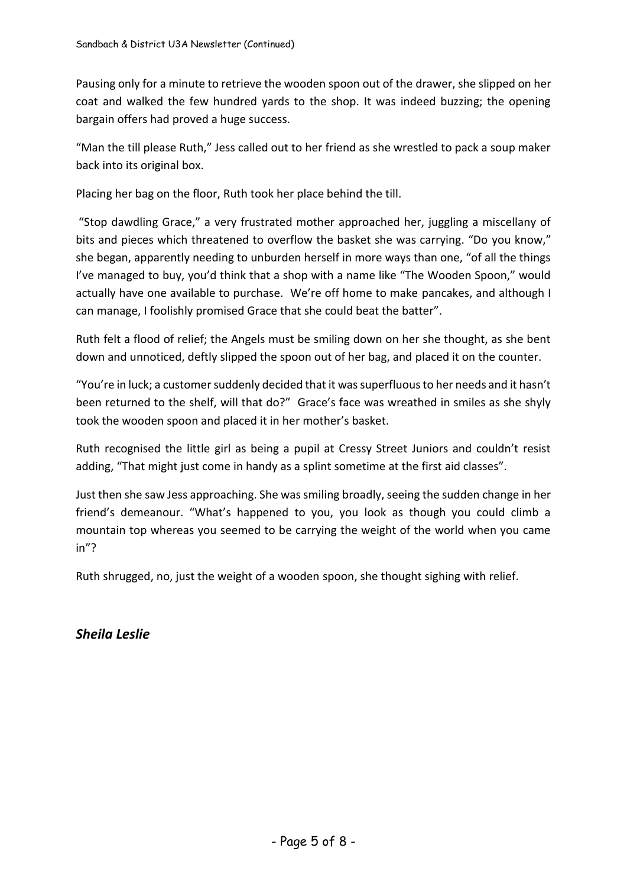Pausing only for a minute to retrieve the wooden spoon out of the drawer, she slipped on her coat and walked the few hundred yards to the shop. It was indeed buzzing; the opening bargain offers had proved a huge success.

"Man the till please Ruth," Jess called out to her friend as she wrestled to pack a soup maker back into its original box.

Placing her bag on the floor, Ruth took her place behind the till.

"Stop dawdling Grace," a very frustrated mother approached her, juggling a miscellany of bits and pieces which threatened to overflow the basket she was carrying. "Do you know," she began, apparently needing to unburden herself in more ways than one, "of all the things I've managed to buy, you'd think that a shop with a name like "The Wooden Spoon," would actually have one available to purchase. We're off home to make pancakes, and although I can manage, I foolishly promised Grace that she could beat the batter".

Ruth felt a flood of relief; the Angels must be smiling down on her she thought, as she bent down and unnoticed, deftly slipped the spoon out of her bag, and placed it on the counter.

"You're in luck; a customer suddenly decided that it was superfluous to her needs and it hasn't been returned to the shelf, will that do?" Grace's face was wreathed in smiles as she shyly took the wooden spoon and placed it in her mother's basket.

Ruth recognised the little girl as being a pupil at Cressy Street Juniors and couldn't resist adding, "That might just come in handy as a splint sometime at the first aid classes".

Just then she saw Jess approaching. She was smiling broadly, seeing the sudden change in her friend's demeanour. "What's happened to you, you look as though you could climb a mountain top whereas you seemed to be carrying the weight of the world when you came in"?

Ruth shrugged, no, just the weight of a wooden spoon, she thought sighing with relief.

***Sheila Leslie***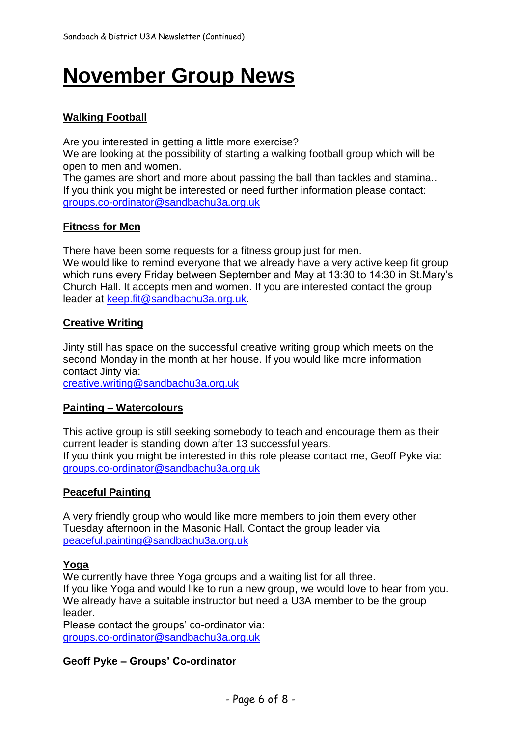# November Group News

## Walking Football

Are you interested in getting a little more exercise?
We are looking at the possibility of starting a walking football group which will be open to men and women.
The games are short and more about passing the ball than tackles and stamina..
If you think you might be interested or need further information please contact:
groups.co-ordinator@sandbachu3a.org.uk

## Fitness for Men

There have been some requests for a fitness group just for men.
We would like to remind everyone that we already have a very active keep fit group which runs every Friday between September and May at 13:30 to 14:30 in St.Mary's Church Hall. It accepts men and women. If you are interested contact the group leader at keep.fit@sandbachu3a.org.uk.

## Creative Writing

Jinty still has space on the successful creative writing group which meets on the second Monday in the month at her house. If you would like more information contact Jinty via:
creative.writing@sandbachu3a.org.uk

## Painting – Watercolours

This active group is still seeking somebody to teach and encourage them as their current leader is standing down after 13 successful years.
If you think you might be interested in this role please contact me, Geoff Pyke via:
groups.co-ordinator@sandbachu3a.org.uk

## Peaceful Painting

A very friendly group who would like more members to join them every other Tuesday afternoon in the Masonic Hall. Contact the group leader via
peaceful.painting@sandbachu3a.org.uk

## Yoga

We currently have three Yoga groups and a waiting list for all three.
If you like Yoga and would like to run a new group, we would love to hear from you.
We already have a suitable instructor but need a U3A member to be the group leader.
Please contact the groups' co-ordinator via:
groups.co-ordinator@sandbachu3a.org.uk

**Geoff Pyke – Groups' Co-ordinator**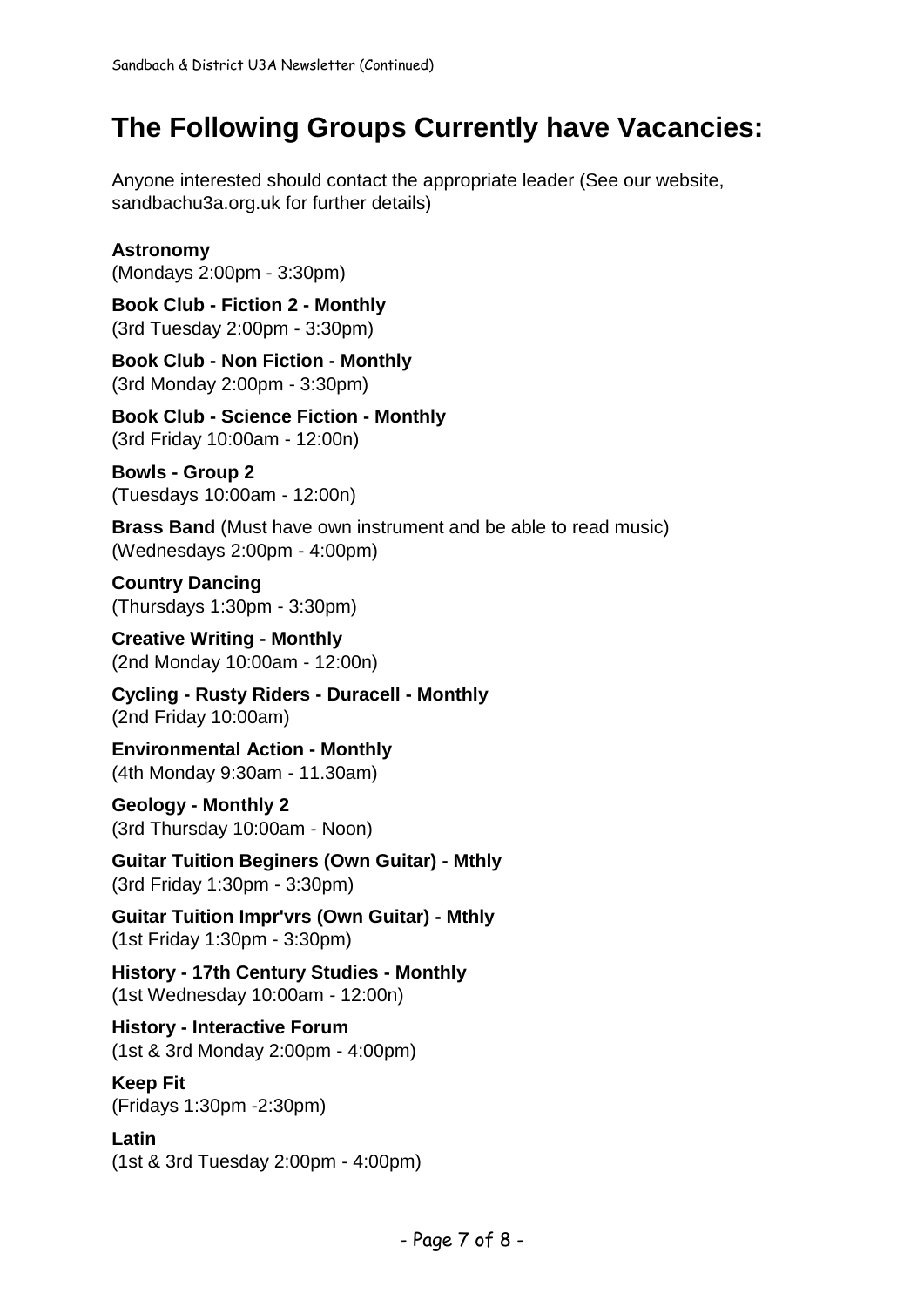# The Following Groups Currently have Vacancies:

Anyone interested should contact the appropriate leader (See our website, sandbachu3a.org.uk for further details)

**Astronomy**
(Mondays 2:00pm - 3:30pm)

**Book Club - Fiction 2 - Monthly**
(3rd Tuesday 2:00pm - 3:30pm)

**Book Club - Non Fiction - Monthly**
(3rd Monday 2:00pm - 3:30pm)

**Book Club - Science Fiction - Monthly**
(3rd Friday 10:00am - 12:00n)

**Bowls - Group 2**
(Tuesdays 10:00am - 12:00n)

**Brass Band** (Must have own instrument and be able to read music)
(Wednesdays 2:00pm - 4:00pm)

**Country Dancing**
(Thursdays 1:30pm - 3:30pm)

**Creative Writing - Monthly**
(2nd Monday 10:00am - 12:00n)

**Cycling - Rusty Riders - Duracell - Monthly**
(2nd Friday 10:00am)

**Environmental Action - Monthly**
(4th Monday 9:30am - 11.30am)

**Geology - Monthly 2**
(3rd Thursday 10:00am - Noon)

**Guitar Tuition Beginers (Own Guitar) - Mthly**
(3rd Friday 1:30pm - 3:30pm)

**Guitar Tuition Impr'vrs (Own Guitar) - Mthly**
(1st Friday 1:30pm - 3:30pm)

**History - 17th Century Studies - Monthly**
(1st Wednesday 10:00am - 12:00n)

**History - Interactive Forum**
(1st & 3rd Monday 2:00pm - 4:00pm)

**Keep Fit**
(Fridays 1:30pm -2:30pm)

**Latin**
(1st & 3rd Tuesday 2:00pm - 4:00pm)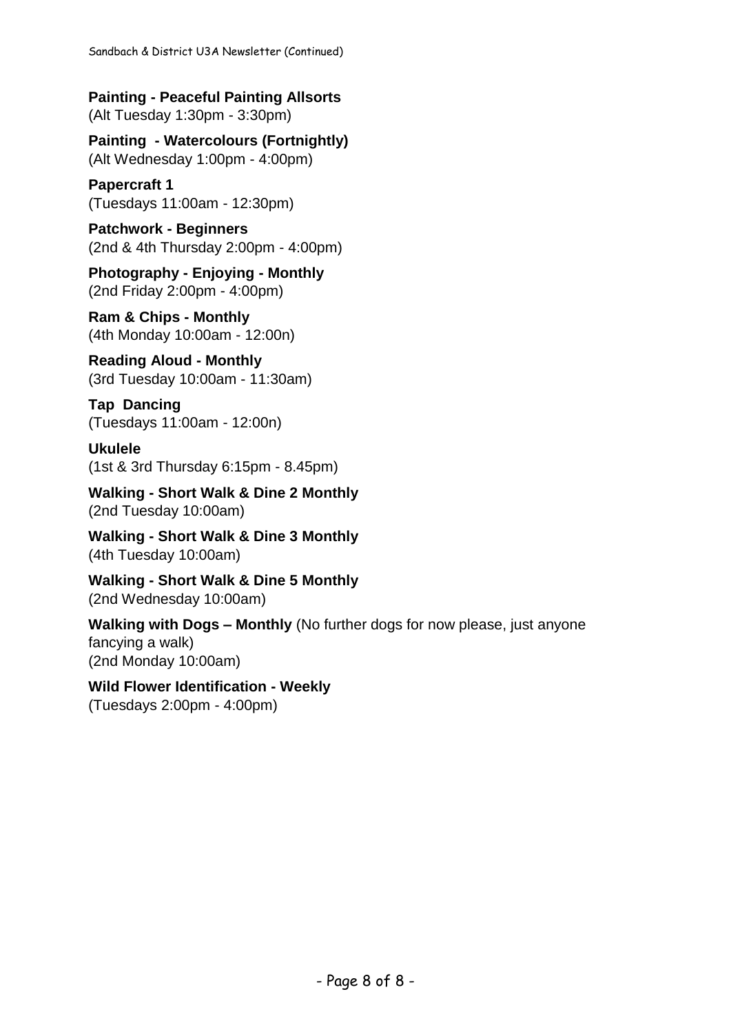**Painting - Peaceful Painting Allsorts**
(Alt Tuesday 1:30pm - 3:30pm)

**Painting - Watercolours (Fortnightly)**
(Alt Wednesday 1:00pm - 4:00pm)

**Papercraft 1**
(Tuesdays 11:00am - 12:30pm)

**Patchwork - Beginners**
(2nd & 4th Thursday 2:00pm - 4:00pm)

**Photography - Enjoying - Monthly**
(2nd Friday 2:00pm - 4:00pm)

**Ram & Chips - Monthly**
(4th Monday 10:00am - 12:00n)

**Reading Aloud - Monthly**
(3rd Tuesday 10:00am - 11:30am)

**Tap Dancing**
(Tuesdays 11:00am - 12:00n)

**Ukulele**
(1st & 3rd Thursday 6:15pm - 8.45pm)

**Walking - Short Walk & Dine 2 Monthly**
(2nd Tuesday 10:00am)

**Walking - Short Walk & Dine 3 Monthly**
(4th Tuesday 10:00am)

**Walking - Short Walk & Dine 5 Monthly**
(2nd Wednesday 10:00am)

**Walking with Dogs – Monthly** (No further dogs for now please, just anyone fancying a walk)
(2nd Monday 10:00am)

**Wild Flower Identification - Weekly**
(Tuesdays 2:00pm - 4:00pm)